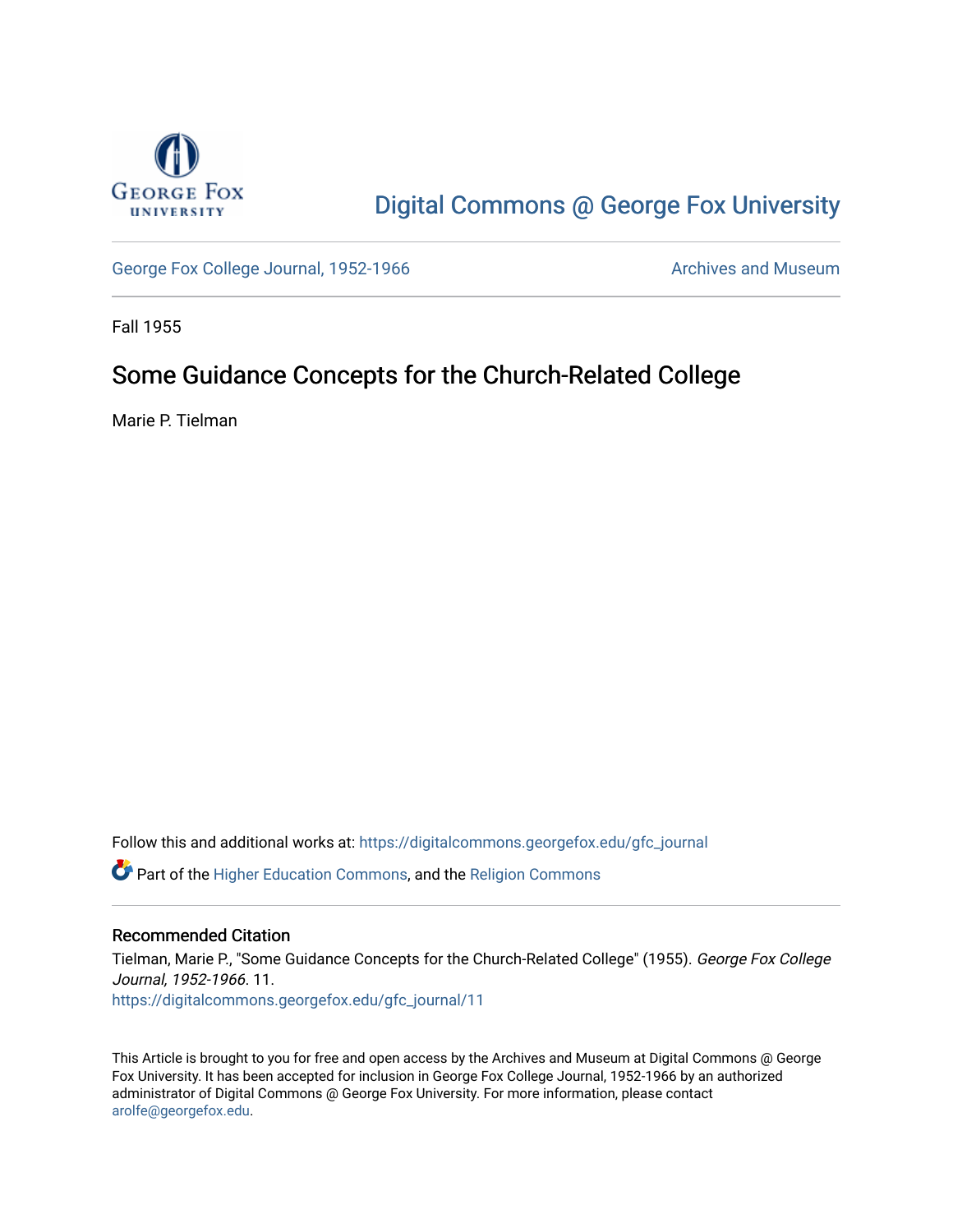Digital Commons @ George Fox University

George Fox College Journal, 1952-1966 | Archives and Museum

Fall 1955

# Some Guidance Concepts for the Church-Related College

Marie P. Tielman

Follow this and additional works at: https://digitalcommons.georgefox.edu/gfc_journal

Part of the Higher Education Commons, and the Religion Commons

## Recommended Citation

Tielman, Marie P., "Some Guidance Concepts for the Church-Related College" (1955). *George Fox College Journal, 1952-1966*. 11.
https://digitalcommons.georgefox.edu/gfc_journal/11

This Article is brought to you for free and open access by the Archives and Museum at Digital Commons @ George Fox University. It has been accepted for inclusion in George Fox College Journal, 1952-1966 by an authorized administrator of Digital Commons @ George Fox University. For more information, please contact arolfe@georgefox.edu.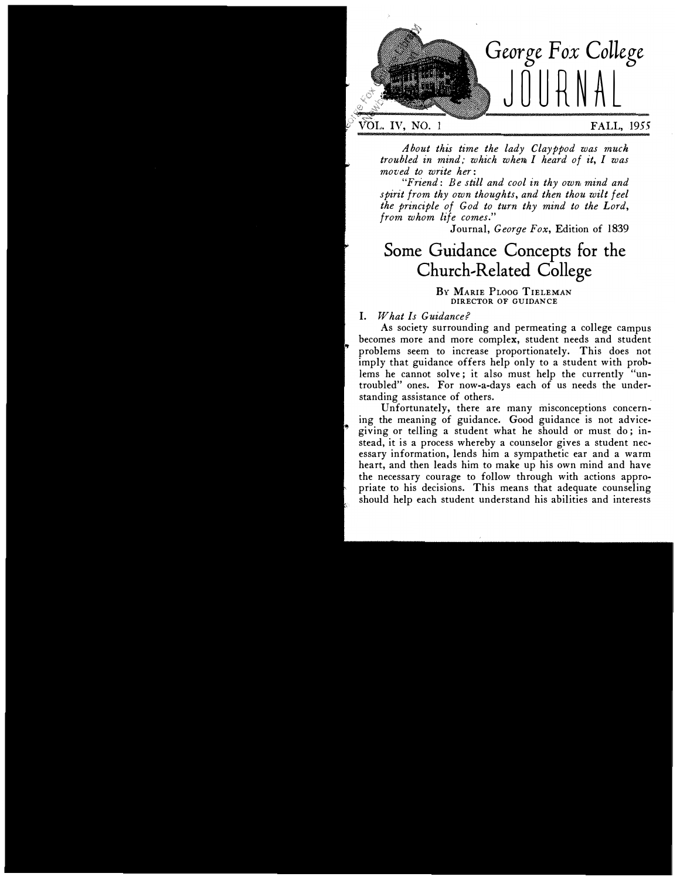# George Fox College JOURNAL

VOL. IV, NO. 1 FALL, 1955

*About this time the lady Claypood was much troubled in mind; which when I heard of it, I was moved to write her:*

*"Friend: Be still and cool in thy own mind and spirit from thy own thoughts, and then thou wilt feel the principle of God to turn thy mind to the Lord, from whom life comes."*

Journal, *George Fox*, Edition of 1839

## Some Guidance Concepts for the Church-Related College

BY MARIE PLOOG TIELEMAN
DIRECTOR OF GUIDANCE

### I. *What Is Guidance?*

As society surrounding and permeating a college campus becomes more and more complex, student needs and student problems seem to increase proportionately. This does not imply that guidance offers help only to a student with problems he cannot solve; it also must help the currently "untroubled" ones. For now-a-days each of us needs the understanding assistance of others.

Unfortunately, there are many misconceptions concerning the meaning of guidance. Good guidance is not advice-giving or telling a student what he should or must do; instead, it is a process whereby a counselor gives a student necessary information, lends him a sympathetic ear and a warm heart, and then leads him to make up his own mind and have the necessary courage to follow through with actions appropriate to his decisions. This means that adequate counseling should help each student understand his abilities and interests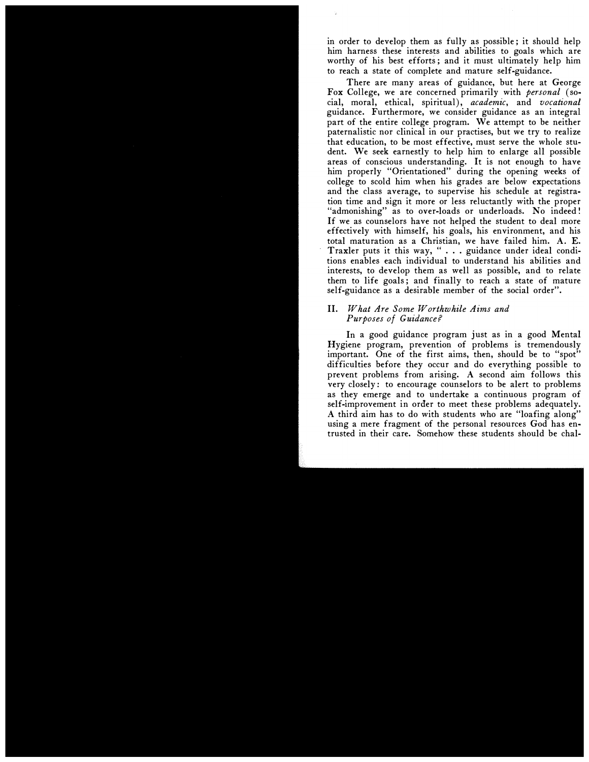in order to develop them as fully as possible; it should help him harness these interests and abilities to goals which are worthy of his best efforts; and it must ultimately help him to reach a state of complete and mature self-guidance.

There are many areas of guidance, but here at George Fox College, we are concerned primarily with *personal* (social, moral, ethical, spiritual), *academic*, and *vocational* guidance. Furthermore, we consider guidance as an integral part of the entire college program. We attempt to be neither paternalistic nor clinical in our practises, but we try to realize that education, to be most effective, must serve the whole student. We seek earnestly to help him to enlarge all possible areas of conscious understanding. It is not enough to have him properly "Orientationed" during the opening weeks of college to scold him when his grades are below expectations and the class average, to supervise his schedule at registration time and sign it more or less reluctantly with the proper "admonishing" as to over-loads or underloads. No indeed! If we as counselors have not helped the student to deal more effectively with himself, his goals, his environment, and his total maturation as a Christian, we have failed him. A. E. Traxler puts it this way, " . . . guidance under ideal conditions enables each individual to understand his abilities and interests, to develop them as well as possible, and to relate them to life goals; and finally to reach a state of mature self-guidance as a desirable member of the social order".

## II. *What Are Some Worthwhile Aims and Purposes of Guidance?*

In a good guidance program just as in a good Mental Hygiene program, prevention of problems is tremendously important. One of the first aims, then, should be to "spot" difficulties before they occur and do everything possible to prevent problems from arising. A second aim follows this very closely: to encourage counselors to be alert to problems as they emerge and to undertake a continuous program of self-improvement in order to meet these problems adequately. A third aim has to do with students who are "loafing along" using a mere fragment of the personal resources God has entrusted in their care. Somehow these students should be chal-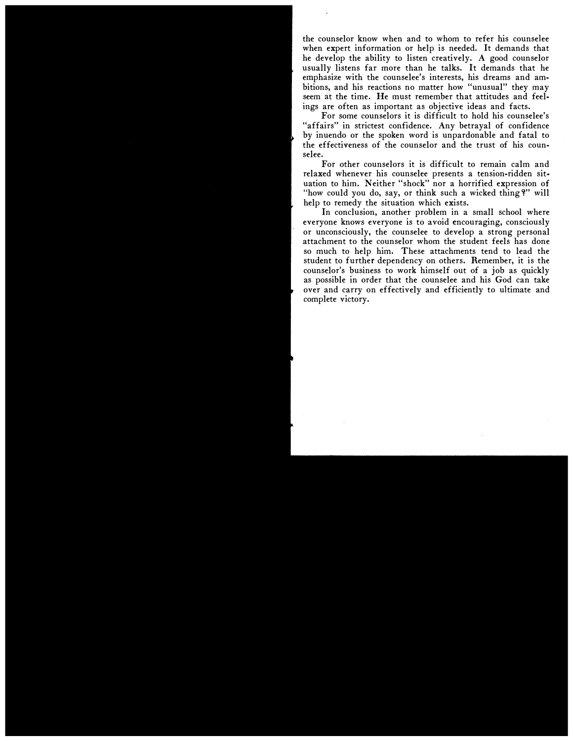the counselor know when and to whom to refer his counselee when expert information or help is needed. It demands that he develop the ability to listen creatively. A good counselor usually listens far more than he talks. It demands that he emphasize with the counselee's interests, his dreams and ambitions, and his reactions no matter how "unusual" they may seem at the time. He must remember that attitudes and feelings are often as important as objective ideas and facts.

For some counselors it is difficult to hold his counselee's "affairs" in strictest confidence. Any betrayal of confidence by inuendo or the spoken word is unpardonable and fatal to the effectiveness of the counselor and the trust of his counselee.

For other counselors it is difficult to remain calm and relaxed whenever his counselee presents a tension-ridden situation to him. Neither "shock" nor a horrified expression of "how could you do, say, or think such a wicked thing?" will help to remedy the situation which exists.

In conclusion, another problem in a small school where everyone knows everyone is to avoid encouraging, consciously or unconsciously, the counselee to develop a strong personal attachment to the counselor whom the student feels has done so much to help him. These attachments tend to lead the student to further dependency on others. Remember, it is the counselor's business to work himself out of a job as quickly as possible in order that the counselee and his God can take over and carry on effectively and efficiently to ultimate and complete victory.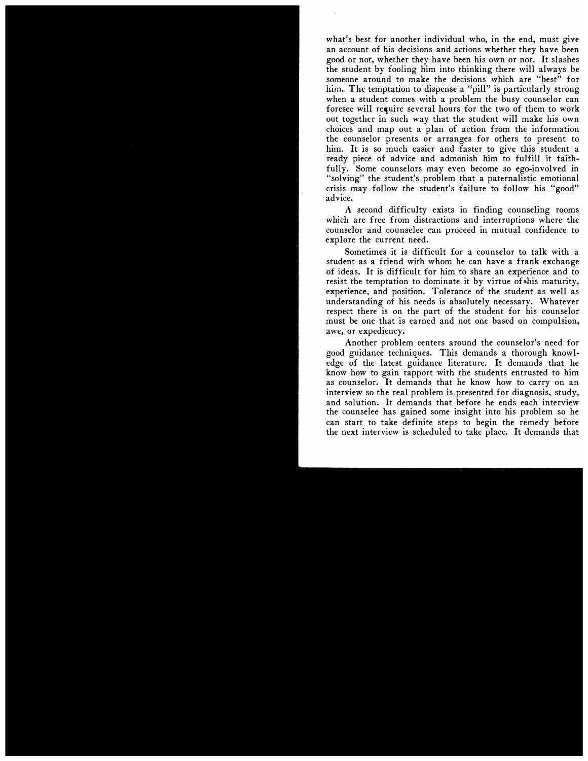what's best for another individual who, in the end, must give an account of his decisions and actions whether they have been good or not, whether they have been his own or not. It slashes the student by fooling him into thinking there will always be someone around to make the decisions which are "best" for him. The temptation to dispense a "pill" is particularly strong when a student comes with a problem the busy counselor can foresee will require several hours for the two of them to work out together in such way that the student will make his own choices and map out a plan of action from the information the counselor presents or arranges for others to present to him. It is so much easier and faster to give this student a ready piece of advice and admonish him to fulfill it faithfully. Some counselors may even become so ego-involved in "solving" the student's problem that a paternalistic emotional crisis may follow the student's failure to follow his "good" advice.

A second difficulty exists in finding counseling rooms which are free from distractions and interruptions where the counselor and counselee can proceed in mutual confidence to explore the current need.

Sometimes it is difficult for a counselor to talk with a student as a friend with whom he can have a frank exchange of ideas. It is difficult for him to share an experience and to resist the temptation to dominate it by virtue of his maturity, experience, and position. Tolerance of the student as well as understanding of his needs is absolutely necessary. Whatever respect there is on the part of the student for his counselor must be one that is earned and not one based on compulsion, awe, or expediency.

Another problem centers around the counselor's need for good guidance techniques. This demands a thorough knowledge of the latest guidance literature. It demands that he know how to gain rapport with the students entrusted to him as counselor. It demands that he know how to carry on an interview so the real problem is presented for diagnosis, study, and solution. It demands that before he ends each interview the counselee has gained some insight into his problem so he can start to take definite steps to begin the remedy before the next interview is scheduled to take place. It demands that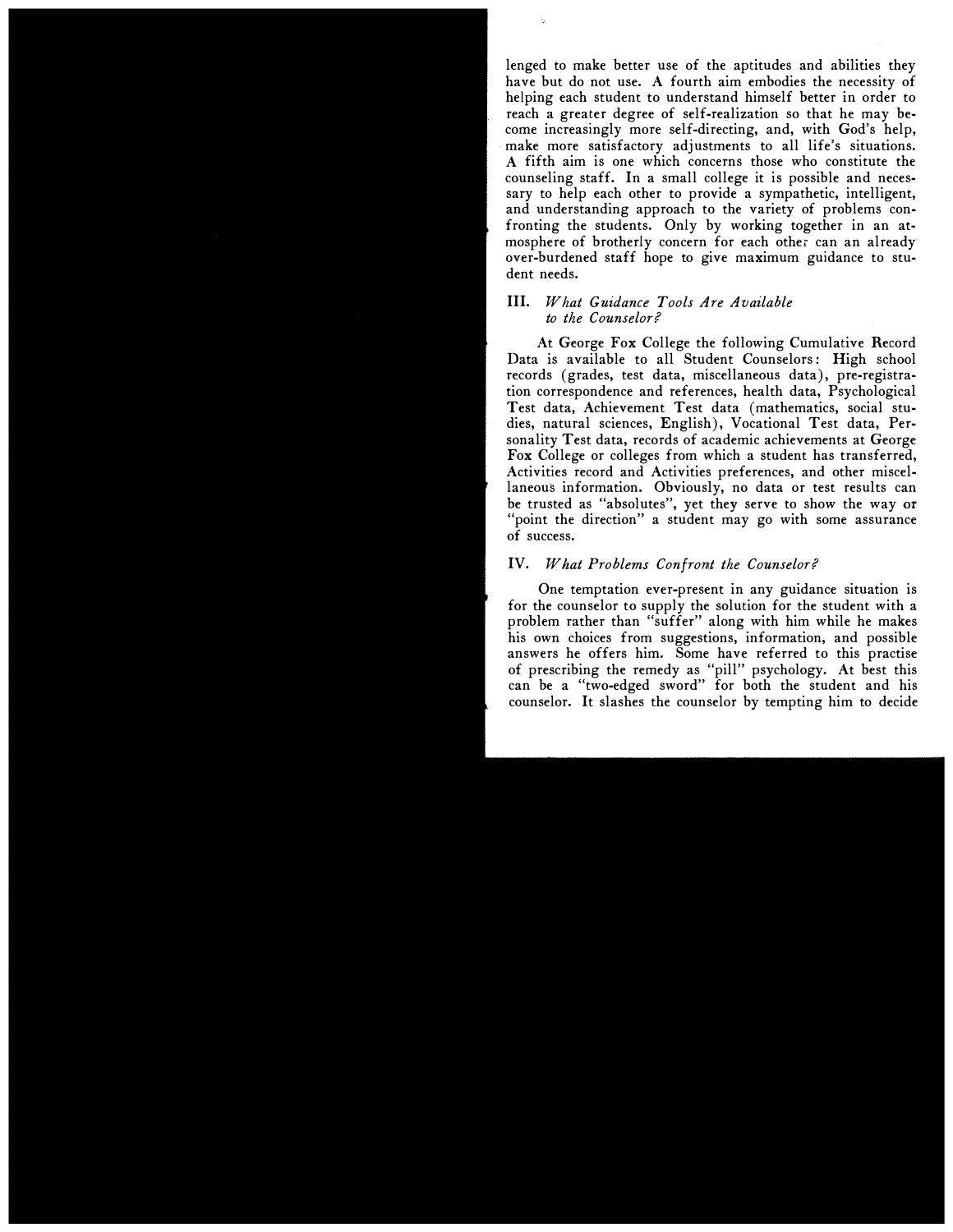lenged to make better use of the aptitudes and abilities they have but do not use. A fourth aim embodies the necessity of helping each student to understand himself better in order to reach a greater degree of self-realization so that he may become increasingly more self-directing, and, with God's help, make more satisfactory adjustments to all life's situations. A fifth aim is one which concerns those who constitute the counseling staff. In a small college it is possible and necessary to help each other to provide a sympathetic, intelligent, and understanding approach to the variety of problems confronting the students. Only by working together in an atmosphere of brotherly concern for each other can an already over-burdened staff hope to give maximum guidance to student needs.

## III. *What Guidance Tools Are Available to the Counselor?*

At George Fox College the following Cumulative Record Data is available to all Student Counselors: High school records (grades, test data, miscellaneous data), pre-registration correspondence and references, health data, Psychological Test data, Achievement Test data (mathematics, social studies, natural sciences, English), Vocational Test data, Personality Test data, records of academic achievements at George Fox College or colleges from which a student has transferred, Activities record and Activities preferences, and other miscellaneous information. Obviously, no data or test results can be trusted as "absolutes", yet they serve to show the way or "point the direction" a student may go with some assurance of success.

## IV. *What Problems Confront the Counselor?*

One temptation ever-present in any guidance situation is for the counselor to supply the solution for the student with a problem rather than "suffer" along with him while he makes his own choices from suggestions, information, and possible answers he offers him. Some have referred to this practise of prescribing the remedy as "pill" psychology. At best this can be a "two-edged sword" for both the student and his counselor. It slashes the counselor by tempting him to decide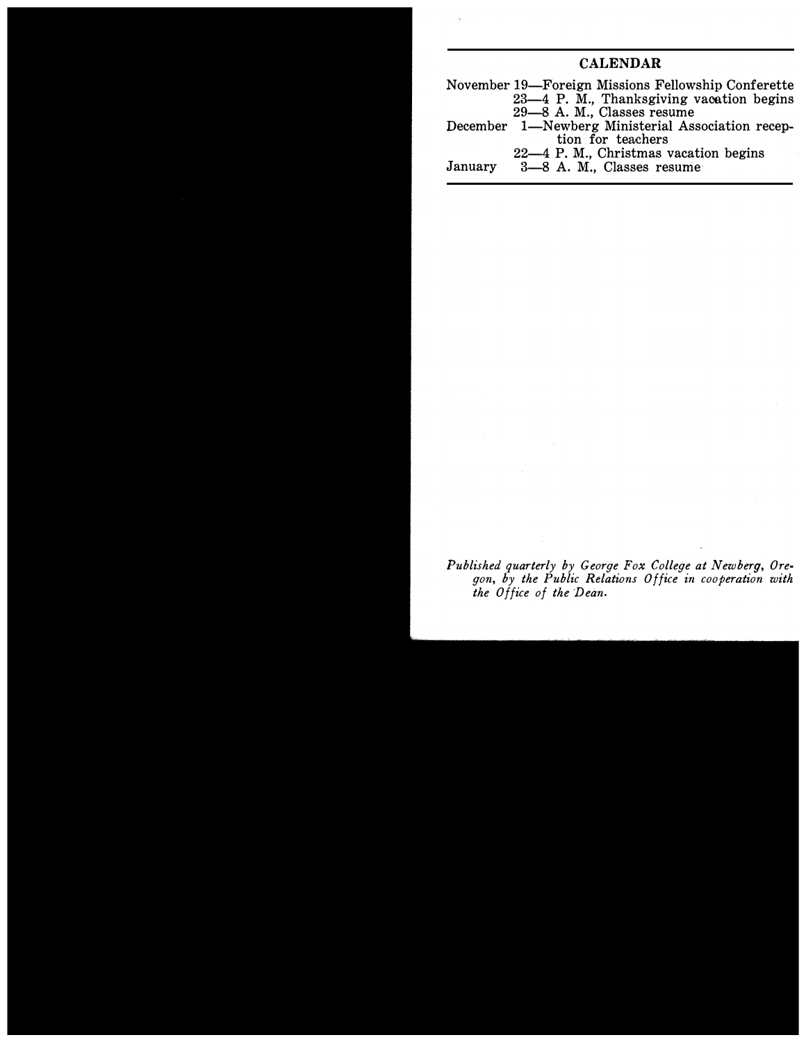## CALENDAR

| | | |
|---|---|---|
| November | 19 | Foreign Missions Fellowship Conferette |
| | 23 | 4 P. M., Thanksgiving vacation begins |
| | 29 | 8 A. M., Classes resume |
| December | 1 | Newberg Ministerial Association reception for teachers |
| | 22 | 4 P. M., Christmas vacation begins |
| January | 3 | 8 A. M., Classes resume |

*Published quarterly by George Fox College at Newberg, Oregon, by the Public Relations Office in cooperation with the Office of the Dean.*